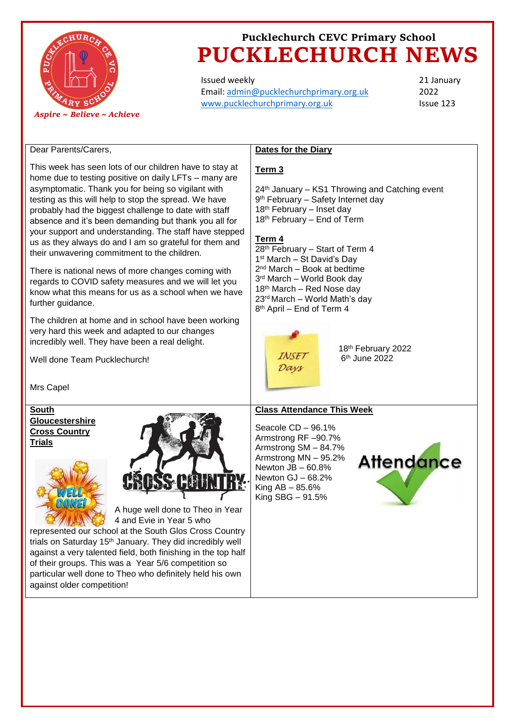Pucklechurch CEVC Primary School

# PUCKLECHURCH NEWS

*Aspire ~ Believe ~ Achieve*

Issued weekly
Email: admin@pucklechurchprimary.org.uk
www.pucklechurchprimary.org.uk

21 January 2022
Issue 123

Dear Parents/Carers,

This week has seen lots of our children have to stay at home due to testing positive on daily LFTs – many are asymptomatic. Thank you for being so vigilant with testing as this will help to stop the spread. We have probably had the biggest challenge to date with staff absence and it's been demanding but thank you all for your support and understanding. The staff have stepped us as they always do and I am so grateful for them and their unwavering commitment to the children.

There is national news of more changes coming with regards to COVID safety measures and we will let you know what this means for us as a school when we have further guidance.

The children at home and in school have been working very hard this week and adapted to our changes incredibly well. They have been a real delight.

Well done Team Pucklechurch!

Mrs Capel

## Dates for the Diary

### Term 3

24th January – KS1 Throwing and Catching event
9th February – Safety Internet day
18th February – Inset day
18th February – End of Term

### Term 4

28th February – Start of Term 4
1st March – St David's Day
2nd March – Book at bedtime
3rd March – World Book day
18th March – Red Nose day
23rd March – World Math's day
8th April – End of Term 4

INSET Days

18th February 2022
6th June 2022

## South Gloucestershire Cross Country Trials

WELL DONE!

CROSS COUNTRY

A huge well done to Theo in Year 4 and Evie in Year 5 who represented our school at the South Glos Cross Country trials on Saturday 15th January. They did incredibly well against a very talented field, both finishing in the top half of their groups. This was a Year 5/6 competition so particular well done to Theo who definitely held his own against older competition!

## Class Attendance This Week

Seacole CD – 96.1%
Armstrong RF –90.7%
Armstrong SM – 84.7%
Armstrong MN – 95.2%
Newton JB – 60.8%
Newton GJ – 68.2%
King AB – 85.6%
King SBG – 91.5%

Attendance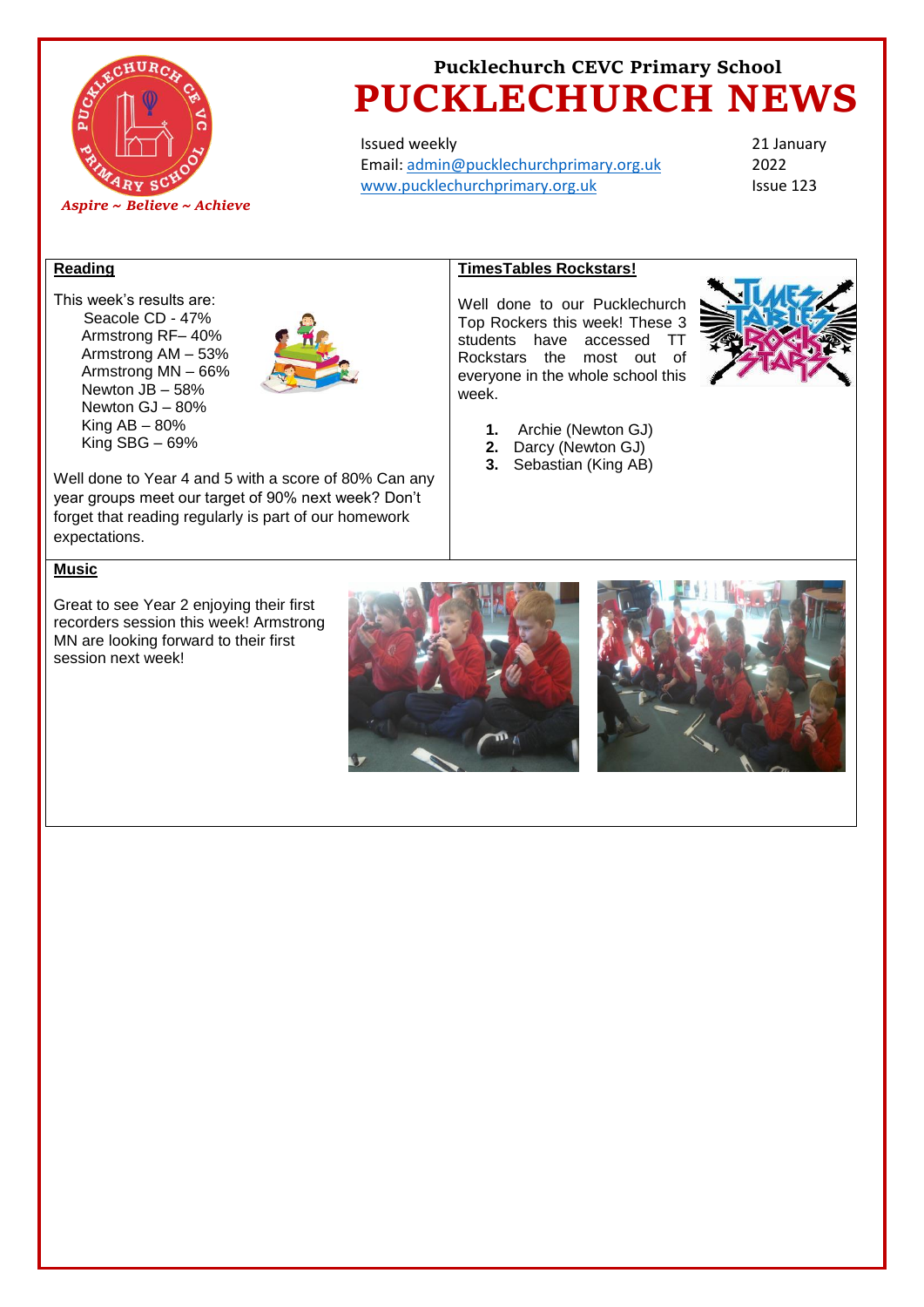Pucklechurch CEVC Primary School

# PUCKLECHURCH NEWS

Aspire ~ Believe ~ Achieve

Issued weekly
Email: admin@pucklechurchprimary.org.uk
www.pucklechurchprimary.org.uk

21 January 2022
Issue 123

## Reading

This week's results are:

- Seacole CD - 47%
- Armstrong RF– 40%
- Armstrong AM – 53%
- Armstrong MN – 66%
- Newton JB – 58%
- Newton GJ – 80%
- King AB – 80%
- King SBG – 69%

Well done to Year 4 and 5 with a score of 80% Can any year groups meet our target of 90% next week? Don't forget that reading regularly is part of our homework expectations.

## TimesTables Rockstars!

Well done to our Pucklechurch Top Rockers this week! These 3 students have accessed TT Rockstars the most out of everyone in the whole school this week.

1. Archie (Newton GJ)
2. Darcy (Newton GJ)
3. Sebastian (King AB)

## Music

Great to see Year 2 enjoying their first recorders session this week! Armstrong MN are looking forward to their first session next week!